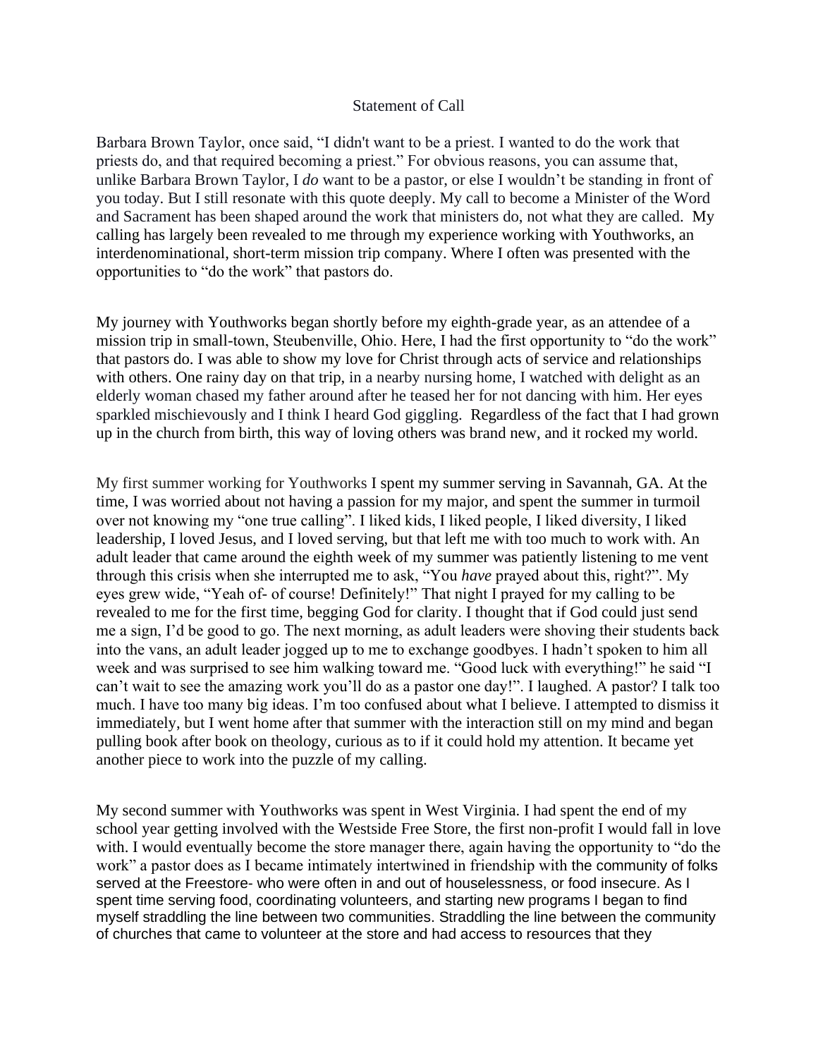# Statement of Call

Barbara Brown Taylor, once said, "I didn't want to be a priest. I wanted to do the work that priests do, and that required becoming a priest." For obvious reasons, you can assume that, unlike Barbara Brown Taylor, I *do* want to be a pastor, or else I wouldn't be standing in front of you today. But I still resonate with this quote deeply. My call to become a Minister of the Word and Sacrament has been shaped around the work that ministers do, not what they are called. My calling has largely been revealed to me through my experience working with Youthworks, an interdenominational, short-term mission trip company. Where I often was presented with the opportunities to "do the work" that pastors do.

My journey with Youthworks began shortly before my eighth-grade year, as an attendee of a mission trip in small-town, Steubenville, Ohio. Here, I had the first opportunity to "do the work" that pastors do. I was able to show my love for Christ through acts of service and relationships with others. One rainy day on that trip, in a nearby nursing home, I watched with delight as an elderly woman chased my father around after he teased her for not dancing with him. Her eyes sparkled mischievously and I think I heard God giggling. Regardless of the fact that I had grown up in the church from birth, this way of loving others was brand new, and it rocked my world.

My first summer working for Youthworks I spent my summer serving in Savannah, GA. At the time, I was worried about not having a passion for my major, and spent the summer in turmoil over not knowing my "one true calling". I liked kids, I liked people, I liked diversity, I liked leadership, I loved Jesus, and I loved serving, but that left me with too much to work with. An adult leader that came around the eighth week of my summer was patiently listening to me vent through this crisis when she interrupted me to ask, "You *have* prayed about this, right?". My eyes grew wide, "Yeah of- of course! Definitely!" That night I prayed for my calling to be revealed to me for the first time, begging God for clarity. I thought that if God could just send me a sign, I'd be good to go. The next morning, as adult leaders were shoving their students back into the vans, an adult leader jogged up to me to exchange goodbyes. I hadn't spoken to him all week and was surprised to see him walking toward me. "Good luck with everything!" he said "I can't wait to see the amazing work you'll do as a pastor one day!". I laughed. A pastor? I talk too much. I have too many big ideas. I'm too confused about what I believe. I attempted to dismiss it immediately, but I went home after that summer with the interaction still on my mind and began pulling book after book on theology, curious as to if it could hold my attention. It became yet another piece to work into the puzzle of my calling.

My second summer with Youthworks was spent in West Virginia. I had spent the end of my school year getting involved with the Westside Free Store, the first non-profit I would fall in love with. I would eventually become the store manager there, again having the opportunity to "do the work" a pastor does as I became intimately intertwined in friendship with the community of folks served at the Freestore- who were often in and out of houselessness, or food insecure. As I spent time serving food, coordinating volunteers, and starting new programs I began to find myself straddling the line between two communities. Straddling the line between the community of churches that came to volunteer at the store and had access to resources that they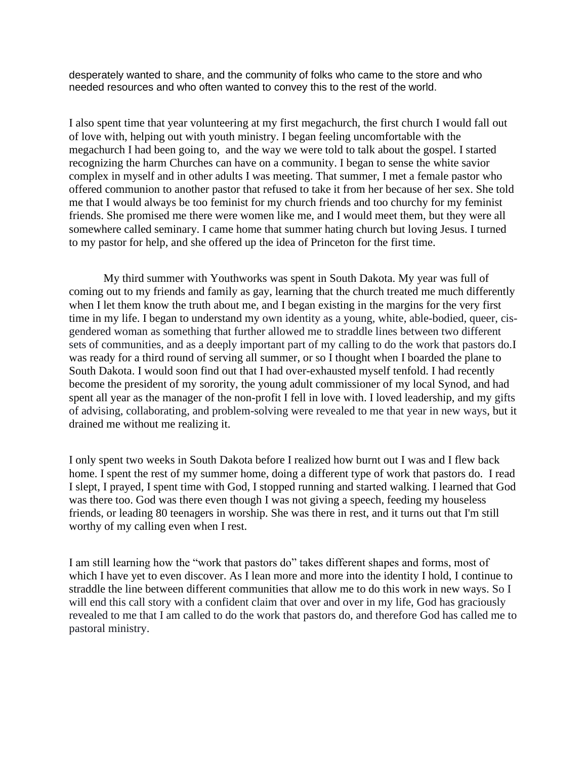desperately wanted to share, and the community of folks who came to the store and who needed resources and who often wanted to convey this to the rest of the world.

I also spent time that year volunteering at my first megachurch, the first church I would fall out of love with, helping out with youth ministry. I began feeling uncomfortable with the megachurch I had been going to, and the way we were told to talk about the gospel. I started recognizing the harm Churches can have on a community. I began to sense the white savior complex in myself and in other adults I was meeting. That summer, I met a female pastor who offered communion to another pastor that refused to take it from her because of her sex. She told me that I would always be too feminist for my church friends and too churchy for my feminist friends. She promised me there were women like me, and I would meet them, but they were all somewhere called seminary. I came home that summer hating church but loving Jesus. I turned to my pastor for help, and she offered up the idea of Princeton for the first time.

My third summer with Youthworks was spent in South Dakota. My year was full of coming out to my friends and family as gay, learning that the church treated me much differently when I let them know the truth about me, and I began existing in the margins for the very first time in my life. I began to understand my own identity as a young, white, able-bodied, queer, cis-gendered woman as something that further allowed me to straddle lines between two different sets of communities, and as a deeply important part of my calling to do the work that pastors do.I was ready for a third round of serving all summer, or so I thought when I boarded the plane to South Dakota. I would soon find out that I had over-exhausted myself tenfold. I had recently become the president of my sorority, the young adult commissioner of my local Synod, and had spent all year as the manager of the non-profit I fell in love with. I loved leadership, and my gifts of advising, collaborating, and problem-solving were revealed to me that year in new ways, but it drained me without me realizing it.

I only spent two weeks in South Dakota before I realized how burnt out I was and I flew back home. I spent the rest of my summer home, doing a different type of work that pastors do. I read I slept, I prayed, I spent time with God, I stopped running and started walking. I learned that God was there too. God was there even though I was not giving a speech, feeding my houseless friends, or leading 80 teenagers in worship. She was there in rest, and it turns out that I'm still worthy of my calling even when I rest.

I am still learning how the "work that pastors do" takes different shapes and forms, most of which I have yet to even discover. As I lean more and more into the identity I hold, I continue to straddle the line between different communities that allow me to do this work in new ways. So I will end this call story with a confident claim that over and over in my life, God has graciously revealed to me that I am called to do the work that pastors do, and therefore God has called me to pastoral ministry.